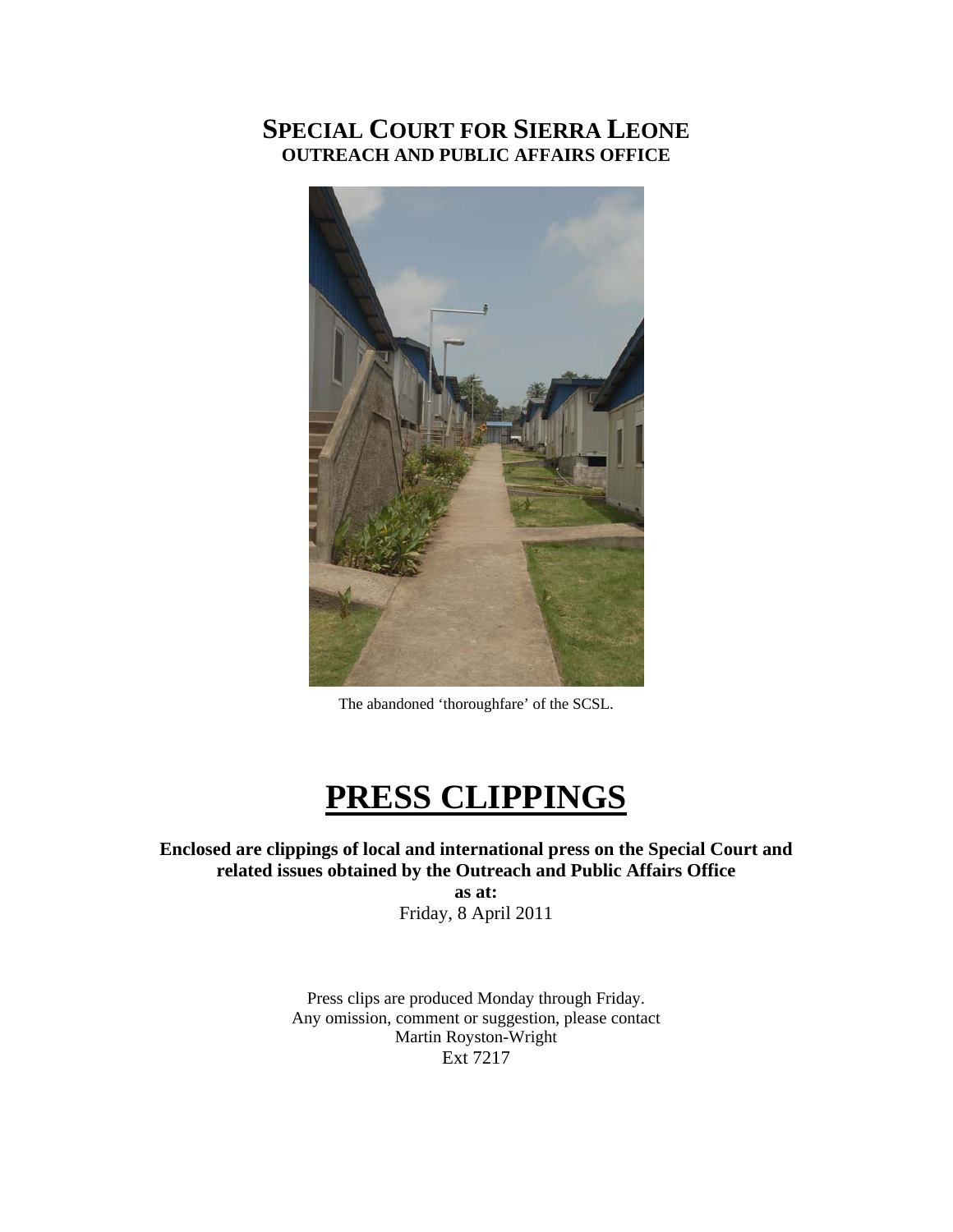# SPECIAL COURT FOR SIERRA LEONE
## OUTREACH AND PUBLIC AFFAIRS OFFICE

The abandoned 'thoroughfare' of the SCSL.

# PRESS CLIPPINGS

**Enclosed are clippings of local and international press on the Special Court and related issues obtained by the Outreach and Public Affairs Office**
**as at:**
Friday, 8 April 2011

Press clips are produced Monday through Friday.
Any omission, comment or suggestion, please contact
Martin Royston-Wright
Ext 7217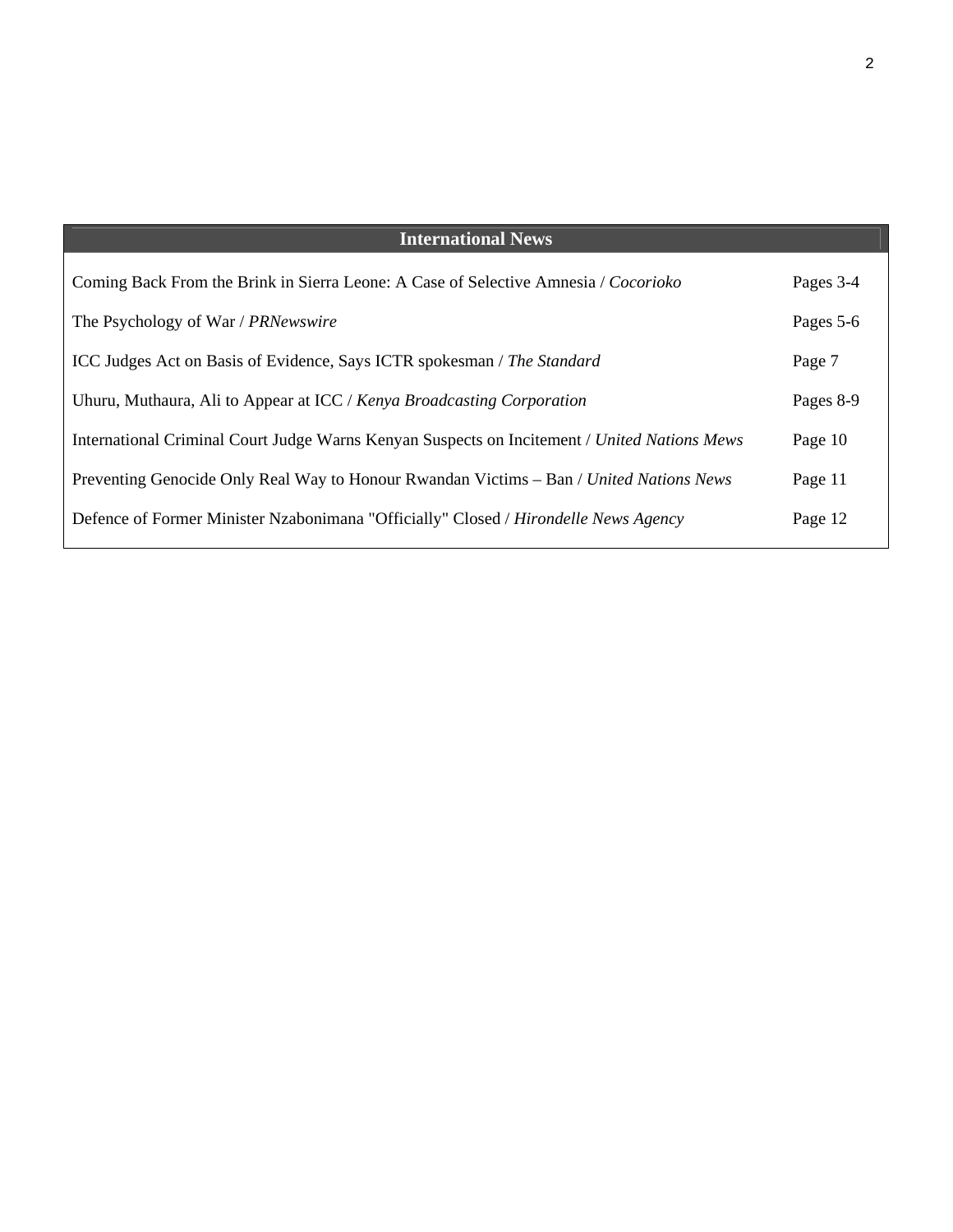## International News

| | |
|---|---|
| Coming Back From the Brink in Sierra Leone: A Case of Selective Amnesia / *Cocorioko* | Pages 3-4 |
| The Psychology of War / *PRNewswire* | Pages 5-6 |
| ICC Judges Act on Basis of Evidence, Says ICTR spokesman / *The Standard* | Page 7 |
| Uhuru, Muthaura, Ali to Appear at ICC / *Kenya Broadcasting Corporation* | Pages 8-9 |
| International Criminal Court Judge Warns Kenyan Suspects on Incitement / *United Nations Mews* | Page 10 |
| Preventing Genocide Only Real Way to Honour Rwandan Victims – Ban / *United Nations News* | Page 11 |
| Defence of Former Minister Nzabonimana "Officially" Closed / *Hirondelle News Agency* | Page 12 |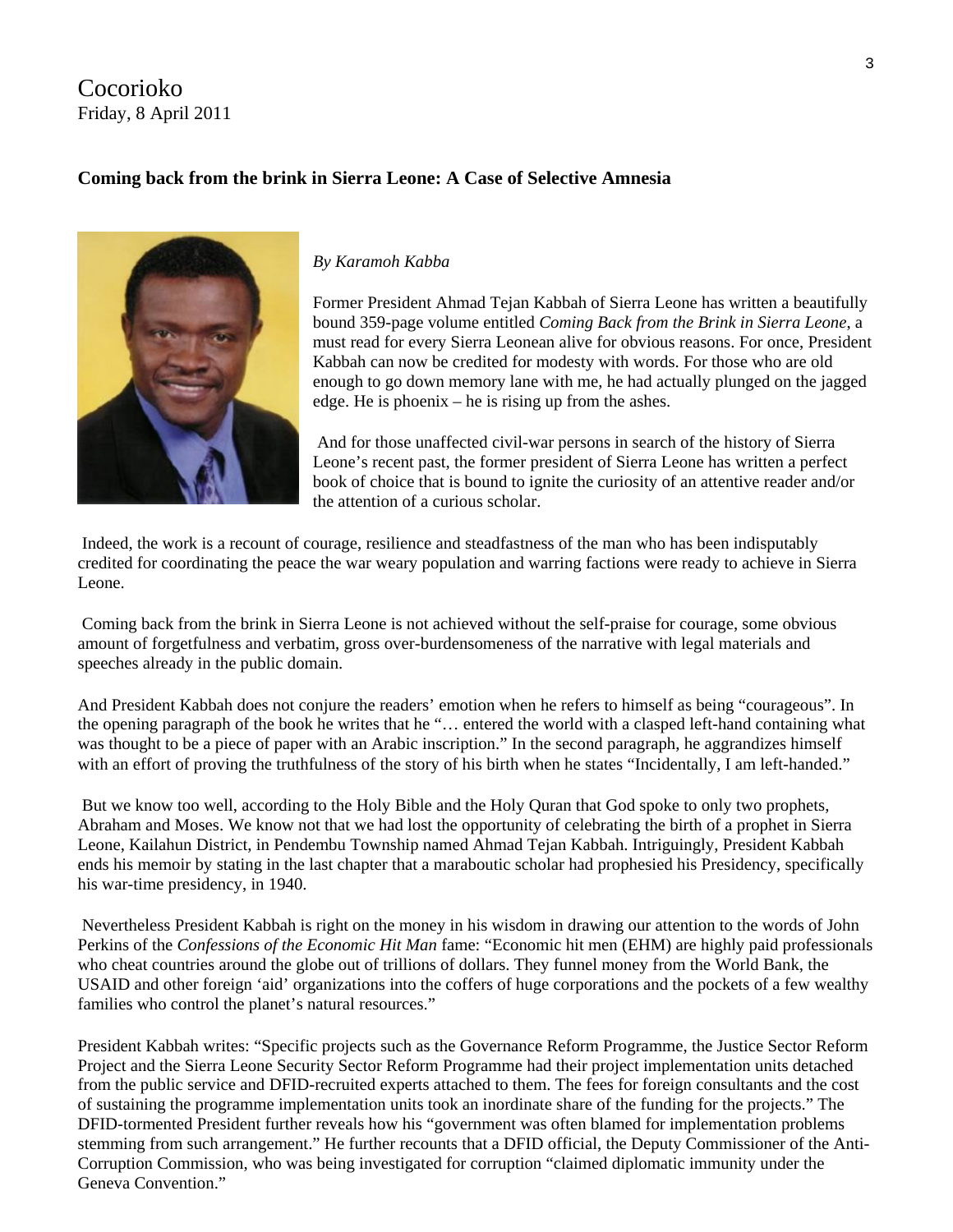Cocorioko
Friday, 8 April 2011

**Coming back from the brink in Sierra Leone: A Case of Selective Amnesia**

*By Karamoh Kabba*

Former President Ahmad Tejan Kabbah of Sierra Leone has written a beautifully bound 359-page volume entitled *Coming Back from the Brink in Sierra Leone*, a must read for every Sierra Leonean alive for obvious reasons. For once, President Kabbah can now be credited for modesty with words. For those who are old enough to go down memory lane with me, he had actually plunged on the jagged edge. He is phoenix – he is rising up from the ashes.

And for those unaffected civil-war persons in search of the history of Sierra Leone's recent past, the former president of Sierra Leone has written a perfect book of choice that is bound to ignite the curiosity of an attentive reader and/or the attention of a curious scholar.

Indeed, the work is a recount of courage, resilience and steadfastness of the man who has been indisputably credited for coordinating the peace the war weary population and warring factions were ready to achieve in Sierra Leone.

Coming back from the brink in Sierra Leone is not achieved without the self-praise for courage, some obvious amount of forgetfulness and verbatim, gross over-burdensomeness of the narrative with legal materials and speeches already in the public domain.

And President Kabbah does not conjure the readers' emotion when he refers to himself as being "courageous". In the opening paragraph of the book he writes that he "… entered the world with a clasped left-hand containing what was thought to be a piece of paper with an Arabic inscription." In the second paragraph, he aggrandizes himself with an effort of proving the truthfulness of the story of his birth when he states "Incidentally, I am left-handed."

But we know too well, according to the Holy Bible and the Holy Quran that God spoke to only two prophets, Abraham and Moses. We know not that we had lost the opportunity of celebrating the birth of a prophet in Sierra Leone, Kailahun District, in Pendembu Township named Ahmad Tejan Kabbah. Intriguingly, President Kabbah ends his memoir by stating in the last chapter that a maraboutic scholar had prophesied his Presidency, specifically his war-time presidency, in 1940.

Nevertheless President Kabbah is right on the money in his wisdom in drawing our attention to the words of John Perkins of the *Confessions of the Economic Hit Man* fame: "Economic hit men (EHM) are highly paid professionals who cheat countries around the globe out of trillions of dollars. They funnel money from the World Bank, the USAID and other foreign 'aid' organizations into the coffers of huge corporations and the pockets of a few wealthy families who control the planet's natural resources."

President Kabbah writes: "Specific projects such as the Governance Reform Programme, the Justice Sector Reform Project and the Sierra Leone Security Sector Reform Programme had their project implementation units detached from the public service and DFID-recruited experts attached to them. The fees for foreign consultants and the cost of sustaining the programme implementation units took an inordinate share of the funding for the projects." The DFID-tormented President further reveals how his "government was often blamed for implementation problems stemming from such arrangement." He further recounts that a DFID official, the Deputy Commissioner of the Anti-Corruption Commission, who was being investigated for corruption "claimed diplomatic immunity under the Geneva Convention."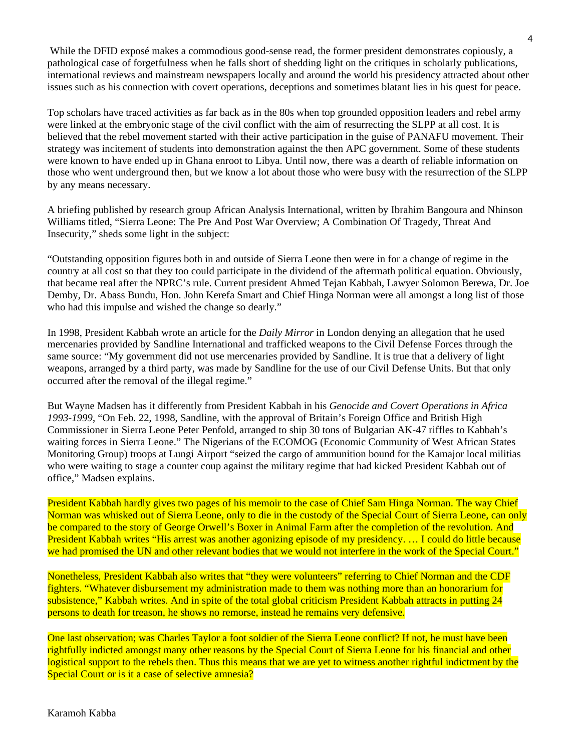While the DFID exposé makes a commodious good-sense read, the former president demonstrates copiously, a pathological case of forgetfulness when he falls short of shedding light on the critiques in scholarly publications, international reviews and mainstream newspapers locally and around the world his presidency attracted about other issues such as his connection with covert operations, deceptions and sometimes blatant lies in his quest for peace.

Top scholars have traced activities as far back as in the 80s when top grounded opposition leaders and rebel army were linked at the embryonic stage of the civil conflict with the aim of resurrecting the SLPP at all cost. It is believed that the rebel movement started with their active participation in the guise of PANAFU movement. Their strategy was incitement of students into demonstration against the then APC government. Some of these students were known to have ended up in Ghana enroot to Libya. Until now, there was a dearth of reliable information on those who went underground then, but we know a lot about those who were busy with the resurrection of the SLPP by any means necessary.

A briefing published by research group African Analysis International, written by Ibrahim Bangoura and Nhinson Williams titled, "Sierra Leone: The Pre And Post War Overview; A Combination Of Tragedy, Threat And Insecurity," sheds some light in the subject:

"Outstanding opposition figures both in and outside of Sierra Leone then were in for a change of regime in the country at all cost so that they too could participate in the dividend of the aftermath political equation. Obviously, that became real after the NPRC's rule. Current president Ahmed Tejan Kabbah, Lawyer Solomon Berewa, Dr. Joe Demby, Dr. Abass Bundu, Hon. John Kerefa Smart and Chief Hinga Norman were all amongst a long list of those who had this impulse and wished the change so dearly."

In 1998, President Kabbah wrote an article for the *Daily Mirror* in London denying an allegation that he used mercenaries provided by Sandline International and trafficked weapons to the Civil Defense Forces through the same source: "My government did not use mercenaries provided by Sandline. It is true that a delivery of light weapons, arranged by a third party, was made by Sandline for the use of our Civil Defense Units. But that only occurred after the removal of the illegal regime."

But Wayne Madsen has it differently from President Kabbah in his *Genocide and Covert Operations in Africa 1993-1999*, "On Feb. 22, 1998, Sandline, with the approval of Britain's Foreign Office and British High Commissioner in Sierra Leone Peter Penfold, arranged to ship 30 tons of Bulgarian AK-47 riffles to Kabbah's waiting forces in Sierra Leone." The Nigerians of the ECOMOG (Economic Community of West African States Monitoring Group) troops at Lungi Airport "seized the cargo of ammunition bound for the Kamajor local militias who were waiting to stage a counter coup against the military regime that had kicked President Kabbah out of office," Madsen explains.

President Kabbah hardly gives two pages of his memoir to the case of Chief Sam Hinga Norman. The way Chief Norman was whisked out of Sierra Leone, only to die in the custody of the Special Court of Sierra Leone, can only be compared to the story of George Orwell's Boxer in Animal Farm after the completion of the revolution. And President Kabbah writes "His arrest was another agonizing episode of my presidency. … I could do little because we had promised the UN and other relevant bodies that we would not interfere in the work of the Special Court."

Nonetheless, President Kabbah also writes that "they were volunteers" referring to Chief Norman and the CDF fighters. "Whatever disbursement my administration made to them was nothing more than an honorarium for subsistence," Kabbah writes. And in spite of the total global criticism President Kabbah attracts in putting 24 persons to death for treason, he shows no remorse, instead he remains very defensive.

One last observation; was Charles Taylor a foot soldier of the Sierra Leone conflict? If not, he must have been rightfully indicted amongst many other reasons by the Special Court of Sierra Leone for his financial and other logistical support to the rebels then. Thus this means that we are yet to witness another rightful indictment by the Special Court or is it a case of selective amnesia?

Karamoh Kabba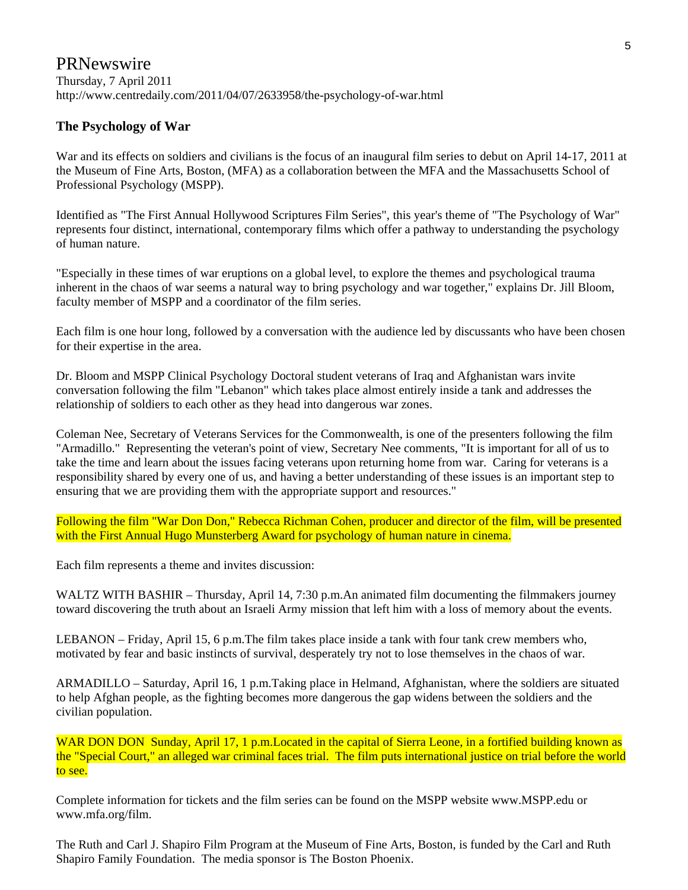PRNewswire
Thursday, 7 April 2011
http://www.centredaily.com/2011/04/07/2633958/the-psychology-of-war.html

## The Psychology of War

War and its effects on soldiers and civilians is the focus of an inaugural film series to debut on April 14-17, 2011 at the Museum of Fine Arts, Boston, (MFA) as a collaboration between the MFA and the Massachusetts School of Professional Psychology (MSPP).

Identified as "The First Annual Hollywood Scriptures Film Series", this year's theme of "The Psychology of War" represents four distinct, international, contemporary films which offer a pathway to understanding the psychology of human nature.

"Especially in these times of war eruptions on a global level, to explore the themes and psychological trauma inherent in the chaos of war seems a natural way to bring psychology and war together," explains Dr. Jill Bloom, faculty member of MSPP and a coordinator of the film series.

Each film is one hour long, followed by a conversation with the audience led by discussants who have been chosen for their expertise in the area.

Dr. Bloom and MSPP Clinical Psychology Doctoral student veterans of Iraq and Afghanistan wars invite conversation following the film "Lebanon" which takes place almost entirely inside a tank and addresses the relationship of soldiers to each other as they head into dangerous war zones.

Coleman Nee, Secretary of Veterans Services for the Commonwealth, is one of the presenters following the film "Armadillo." Representing the veteran's point of view, Secretary Nee comments, "It is important for all of us to take the time and learn about the issues facing veterans upon returning home from war. Caring for veterans is a responsibility shared by every one of us, and having a better understanding of these issues is an important step to ensuring that we are providing them with the appropriate support and resources."

Following the film "War Don Don," Rebecca Richman Cohen, producer and director of the film, will be presented with the First Annual Hugo Munsterberg Award for psychology of human nature in cinema.

Each film represents a theme and invites discussion:

WALTZ WITH BASHIR – Thursday, April 14, 7:30 p.m.An animated film documenting the filmmakers journey toward discovering the truth about an Israeli Army mission that left him with a loss of memory about the events.

LEBANON – Friday, April 15, 6 p.m.The film takes place inside a tank with four tank crew members who, motivated by fear and basic instincts of survival, desperately try not to lose themselves in the chaos of war.

ARMADILLO – Saturday, April 16, 1 p.m.Taking place in Helmand, Afghanistan, where the soldiers are situated to help Afghan people, as the fighting becomes more dangerous the gap widens between the soldiers and the civilian population.

WAR DON DON Sunday, April 17, 1 p.m.Located in the capital of Sierra Leone, in a fortified building known as the "Special Court," an alleged war criminal faces trial. The film puts international justice on trial before the world to see.

Complete information for tickets and the film series can be found on the MSPP website www.MSPP.edu or www.mfa.org/film.

The Ruth and Carl J. Shapiro Film Program at the Museum of Fine Arts, Boston, is funded by the Carl and Ruth Shapiro Family Foundation. The media sponsor is The Boston Phoenix.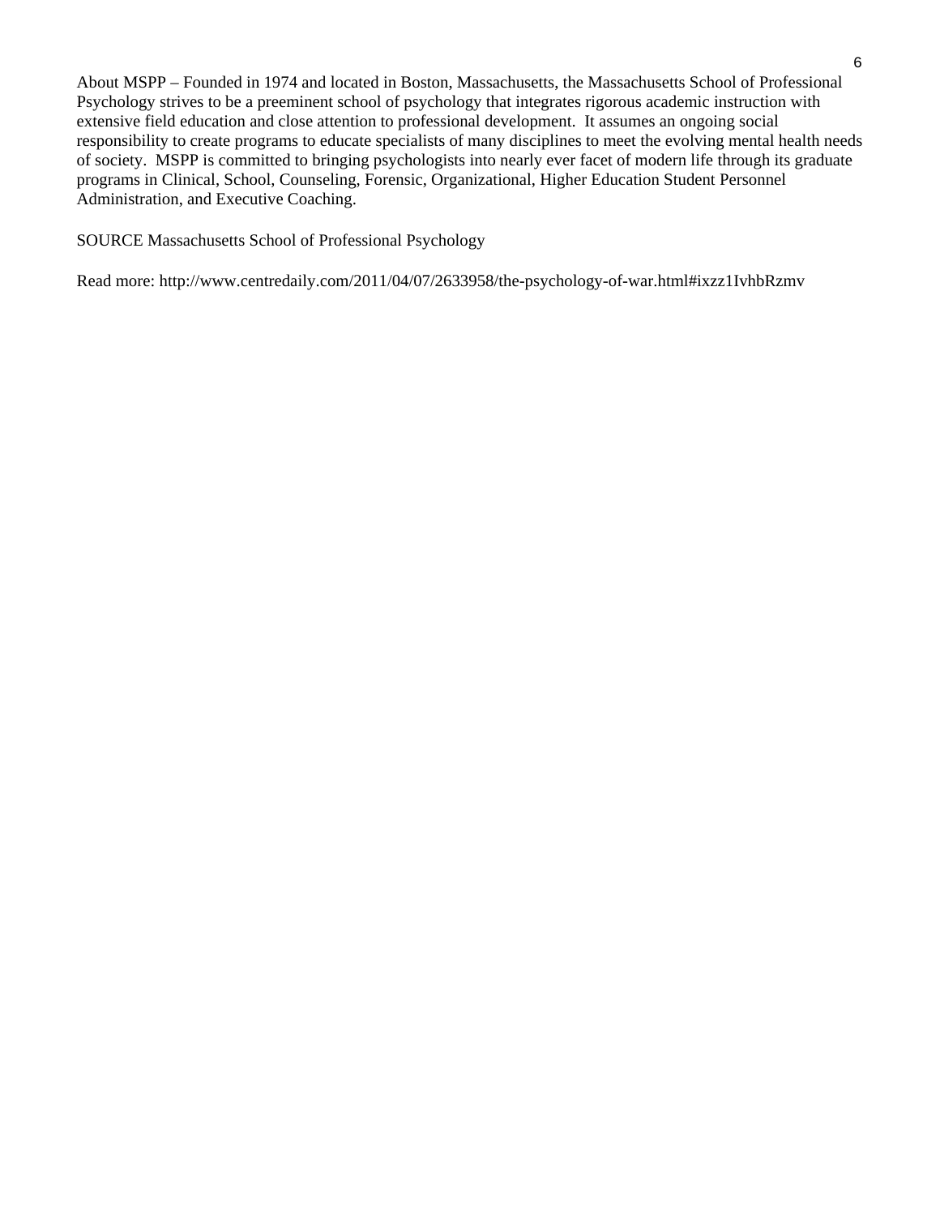About MSPP – Founded in 1974 and located in Boston, Massachusetts, the Massachusetts School of Professional Psychology strives to be a preeminent school of psychology that integrates rigorous academic instruction with extensive field education and close attention to professional development. It assumes an ongoing social responsibility to create programs to educate specialists of many disciplines to meet the evolving mental health needs of society. MSPP is committed to bringing psychologists into nearly ever facet of modern life through its graduate programs in Clinical, School, Counseling, Forensic, Organizational, Higher Education Student Personnel Administration, and Executive Coaching.

SOURCE Massachusetts School of Professional Psychology

Read more: http://www.centredaily.com/2011/04/07/2633958/the-psychology-of-war.html#ixzz1IvhbRzmv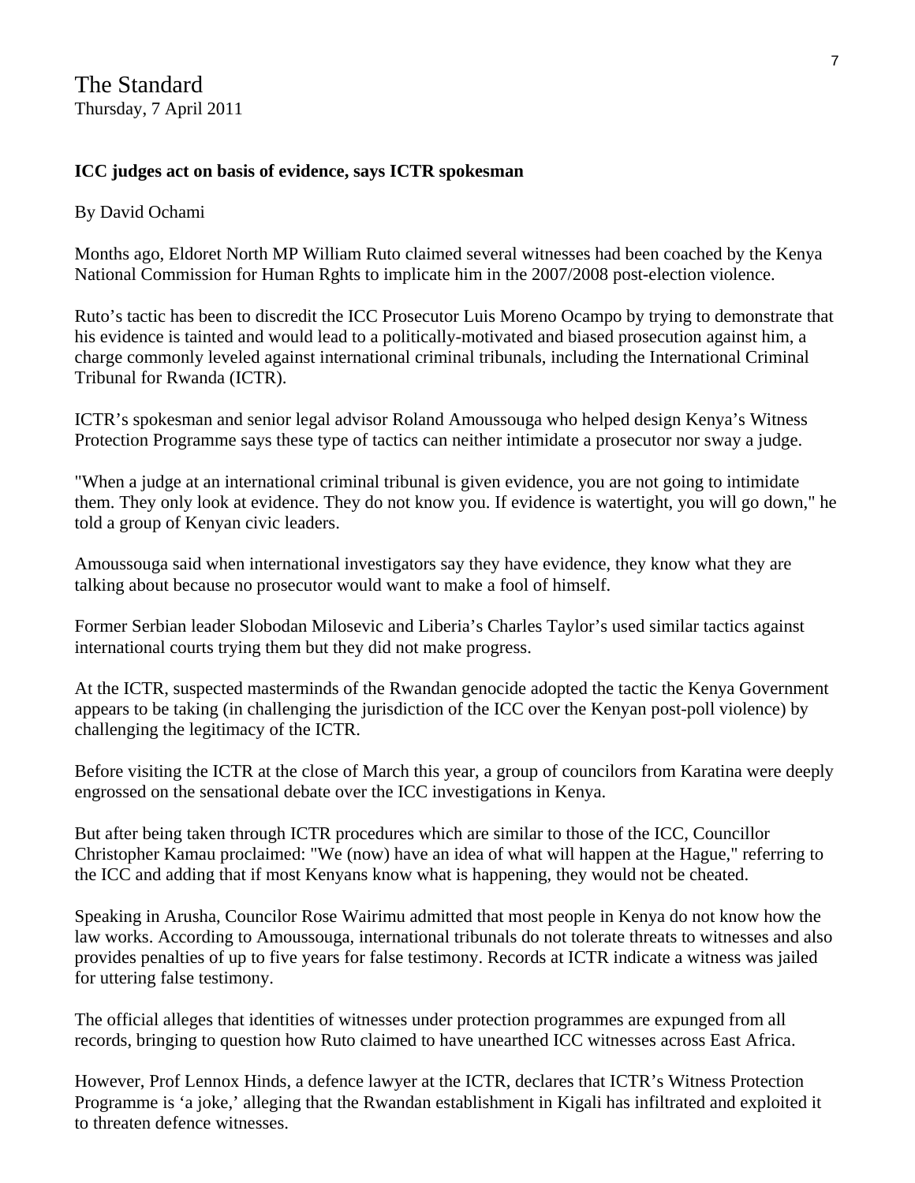The Standard
Thursday, 7 April 2011

**ICC judges act on basis of evidence, says ICTR spokesman**

By David Ochami

Months ago, Eldoret North MP William Ruto claimed several witnesses had been coached by the Kenya National Commission for Human Rghts to implicate him in the 2007/2008 post-election violence.

Ruto's tactic has been to discredit the ICC Prosecutor Luis Moreno Ocampo by trying to demonstrate that his evidence is tainted and would lead to a politically-motivated and biased prosecution against him, a charge commonly leveled against international criminal tribunals, including the International Criminal Tribunal for Rwanda (ICTR).

ICTR's spokesman and senior legal advisor Roland Amoussouga who helped design Kenya's Witness Protection Programme says these type of tactics can neither intimidate a prosecutor nor sway a judge.

"When a judge at an international criminal tribunal is given evidence, you are not going to intimidate them. They only look at evidence. They do not know you. If evidence is watertight, you will go down," he told a group of Kenyan civic leaders.

Amoussouga said when international investigators say they have evidence, they know what they are talking about because no prosecutor would want to make a fool of himself.

Former Serbian leader Slobodan Milosevic and Liberia's Charles Taylor's used similar tactics against international courts trying them but they did not make progress.

At the ICTR, suspected masterminds of the Rwandan genocide adopted the tactic the Kenya Government appears to be taking (in challenging the jurisdiction of the ICC over the Kenyan post-poll violence) by challenging the legitimacy of the ICTR.

Before visiting the ICTR at the close of March this year, a group of councilors from Karatina were deeply engrossed on the sensational debate over the ICC investigations in Kenya.

But after being taken through ICTR procedures which are similar to those of the ICC, Councillor Christopher Kamau proclaimed: "We (now) have an idea of what will happen at the Hague," referring to the ICC and adding that if most Kenyans know what is happening, they would not be cheated.

Speaking in Arusha, Councilor Rose Wairimu admitted that most people in Kenya do not know how the law works. According to Amoussouga, international tribunals do not tolerate threats to witnesses and also provides penalties of up to five years for false testimony. Records at ICTR indicate a witness was jailed for uttering false testimony.

The official alleges that identities of witnesses under protection programmes are expunged from all records, bringing to question how Ruto claimed to have unearthed ICC witnesses across East Africa.

However, Prof Lennox Hinds, a defence lawyer at the ICTR, declares that ICTR's Witness Protection Programme is 'a joke,' alleging that the Rwandan establishment in Kigali has infiltrated and exploited it to threaten defence witnesses.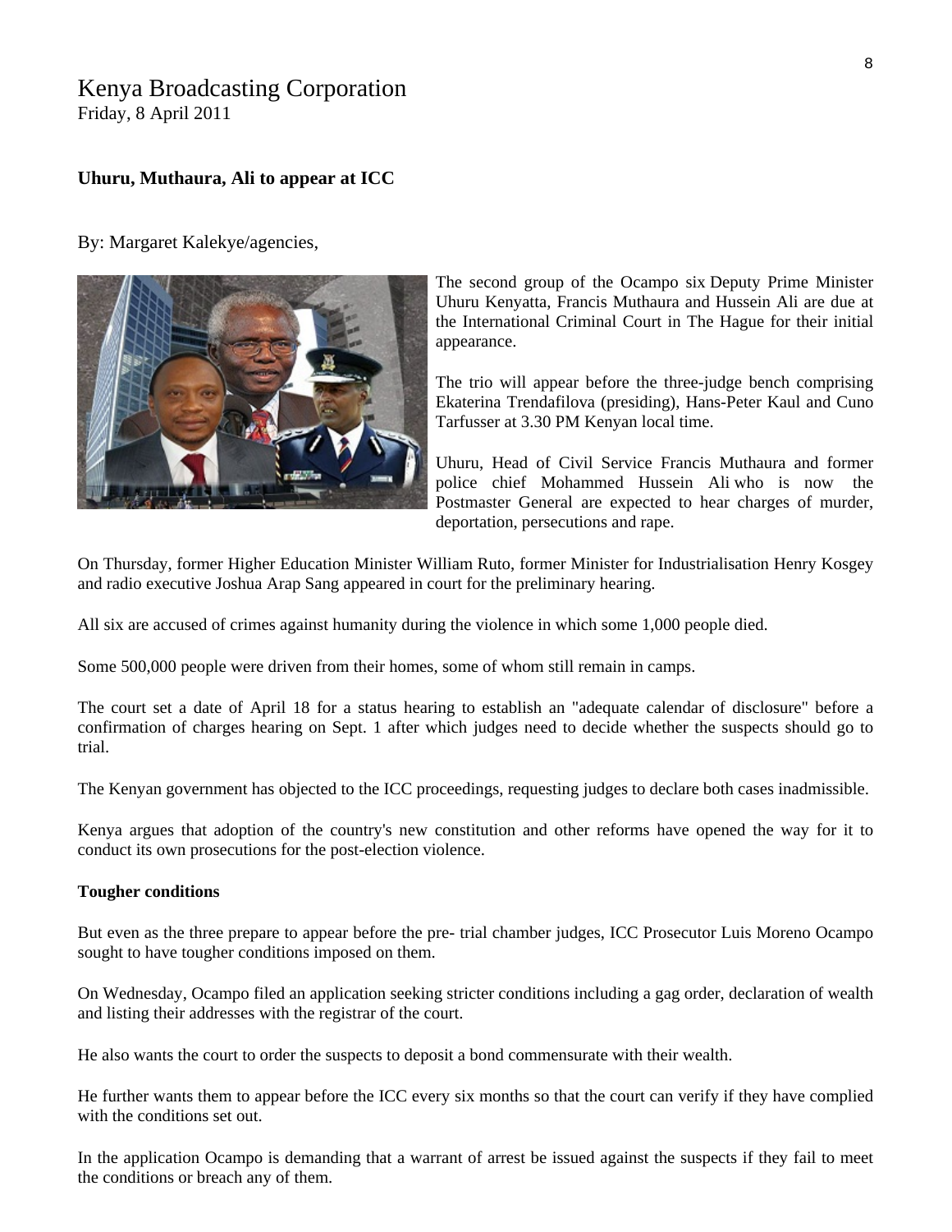# Kenya Broadcasting Corporation

Friday, 8 April 2011

**Uhuru, Muthaura, Ali to appear at ICC**

By: Margaret Kalekye/agencies,

The second group of the Ocampo six Deputy Prime Minister Uhuru Kenyatta, Francis Muthaura and Hussein Ali are due at the International Criminal Court in The Hague for their initial appearance.

The trio will appear before the three-judge bench comprising Ekaterina Trendafilova (presiding), Hans-Peter Kaul and Cuno Tarfusser at 3.30 PM Kenyan local time.

Uhuru, Head of Civil Service Francis Muthaura and former police chief Mohammed Hussein Ali who is now the Postmaster General are expected to hear charges of murder, deportation, persecutions and rape.

On Thursday, former Higher Education Minister William Ruto, former Minister for Industrialisation Henry Kosgey and radio executive Joshua Arap Sang appeared in court for the preliminary hearing.

All six are accused of crimes against humanity during the violence in which some 1,000 people died.

Some 500,000 people were driven from their homes, some of whom still remain in camps.

The court set a date of April 18 for a status hearing to establish an "adequate calendar of disclosure" before a confirmation of charges hearing on Sept. 1 after which judges need to decide whether the suspects should go to trial.

The Kenyan government has objected to the ICC proceedings, requesting judges to declare both cases inadmissible.

Kenya argues that adoption of the country's new constitution and other reforms have opened the way for it to conduct its own prosecutions for the post-election violence.

**Tougher conditions**

But even as the three prepare to appear before the pre- trial chamber judges, ICC Prosecutor Luis Moreno Ocampo sought to have tougher conditions imposed on them.

On Wednesday, Ocampo filed an application seeking stricter conditions including a gag order, declaration of wealth and listing their addresses with the registrar of the court.

He also wants the court to order the suspects to deposit a bond commensurate with their wealth.

He further wants them to appear before the ICC every six months so that the court can verify if they have complied with the conditions set out.

In the application Ocampo is demanding that a warrant of arrest be issued against the suspects if they fail to meet the conditions or breach any of them.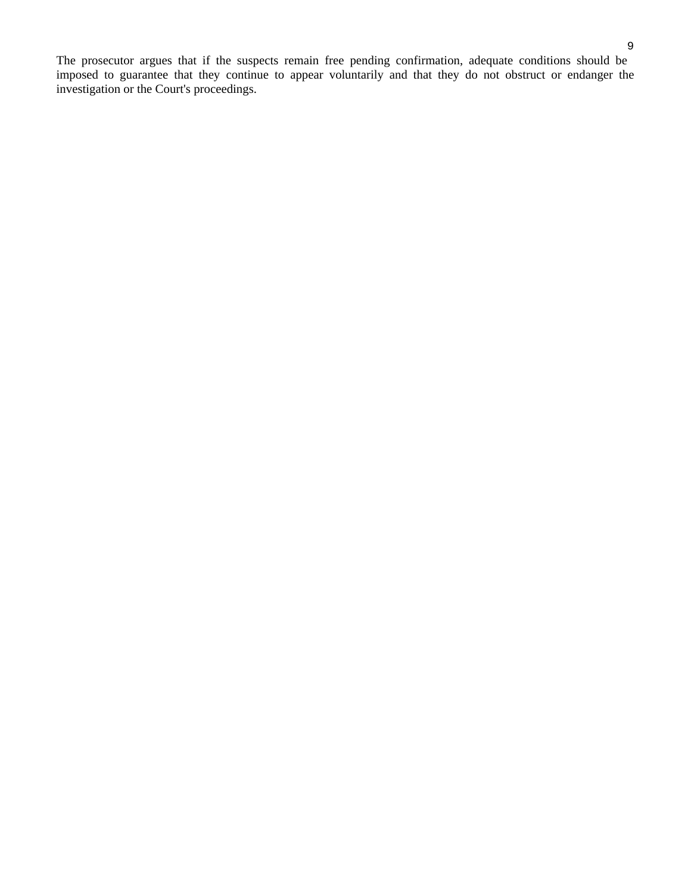The prosecutor argues that if the suspects remain free pending confirmation, adequate conditions should be imposed to guarantee that they continue to appear voluntarily and that they do not obstruct or endanger the investigation or the Court's proceedings.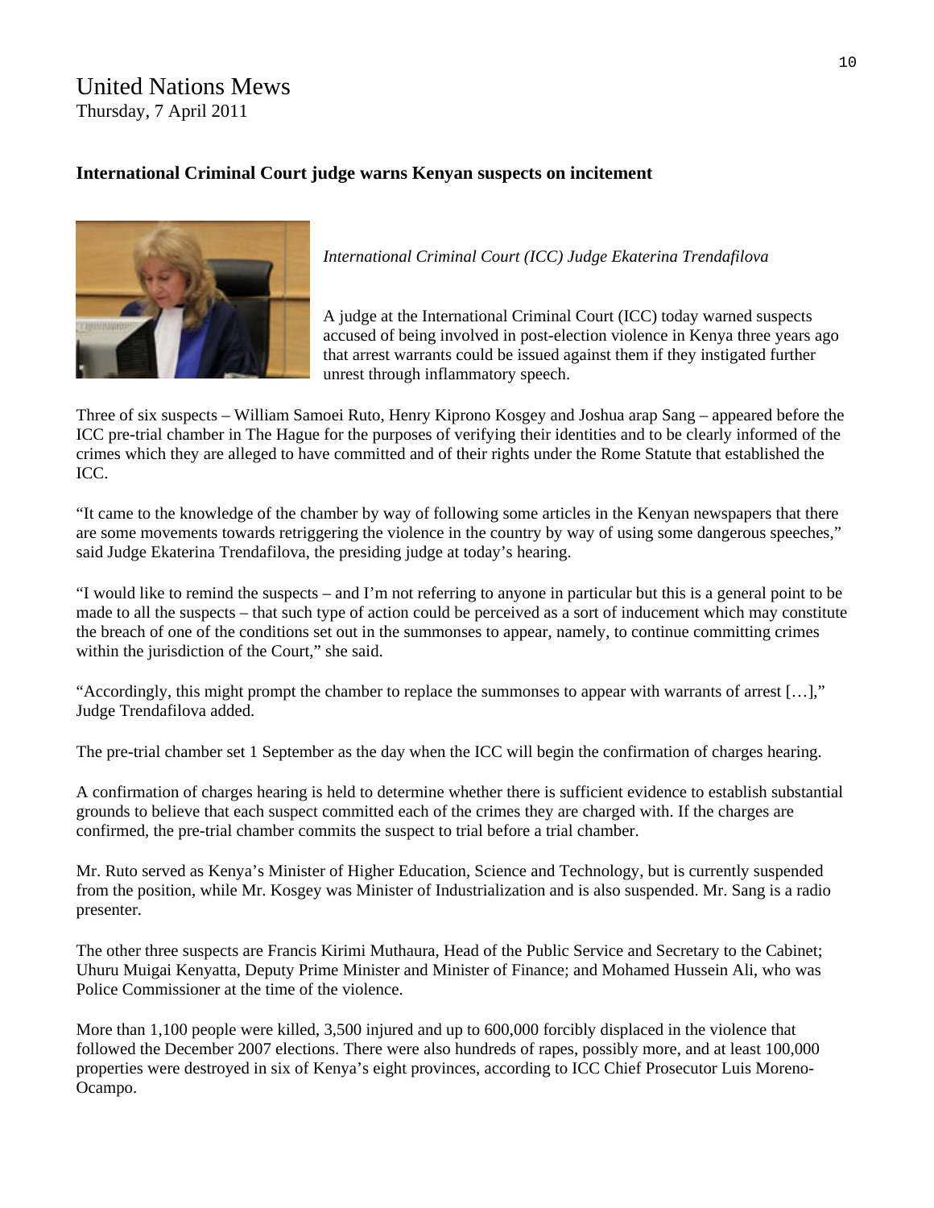# United Nations Mews
Thursday, 7 April 2011

**International Criminal Court judge warns Kenyan suspects on incitement**

*International Criminal Court (ICC) Judge Ekaterina Trendafilova*

A judge at the International Criminal Court (ICC) today warned suspects accused of being involved in post-election violence in Kenya three years ago that arrest warrants could be issued against them if they instigated further unrest through inflammatory speech.

Three of six suspects – William Samoei Ruto, Henry Kiprono Kosgey and Joshua arap Sang – appeared before the ICC pre-trial chamber in The Hague for the purposes of verifying their identities and to be clearly informed of the crimes which they are alleged to have committed and of their rights under the Rome Statute that established the ICC.

"It came to the knowledge of the chamber by way of following some articles in the Kenyan newspapers that there are some movements towards retriggering the violence in the country by way of using some dangerous speeches," said Judge Ekaterina Trendafilova, the presiding judge at today's hearing.

"I would like to remind the suspects – and I'm not referring to anyone in particular but this is a general point to be made to all the suspects – that such type of action could be perceived as a sort of inducement which may constitute the breach of one of the conditions set out in the summonses to appear, namely, to continue committing crimes within the jurisdiction of the Court," she said.

"Accordingly, this might prompt the chamber to replace the summonses to appear with warrants of arrest […]," Judge Trendafilova added.

The pre-trial chamber set 1 September as the day when the ICC will begin the confirmation of charges hearing.

A confirmation of charges hearing is held to determine whether there is sufficient evidence to establish substantial grounds to believe that each suspect committed each of the crimes they are charged with. If the charges are confirmed, the pre-trial chamber commits the suspect to trial before a trial chamber.

Mr. Ruto served as Kenya's Minister of Higher Education, Science and Technology, but is currently suspended from the position, while Mr. Kosgey was Minister of Industrialization and is also suspended. Mr. Sang is a radio presenter.

The other three suspects are Francis Kirimi Muthaura, Head of the Public Service and Secretary to the Cabinet; Uhuru Muigai Kenyatta, Deputy Prime Minister and Minister of Finance; and Mohamed Hussein Ali, who was Police Commissioner at the time of the violence.

More than 1,100 people were killed, 3,500 injured and up to 600,000 forcibly displaced in the violence that followed the December 2007 elections. There were also hundreds of rapes, possibly more, and at least 100,000 properties were destroyed in six of Kenya's eight provinces, according to ICC Chief Prosecutor Luis Moreno-Ocampo.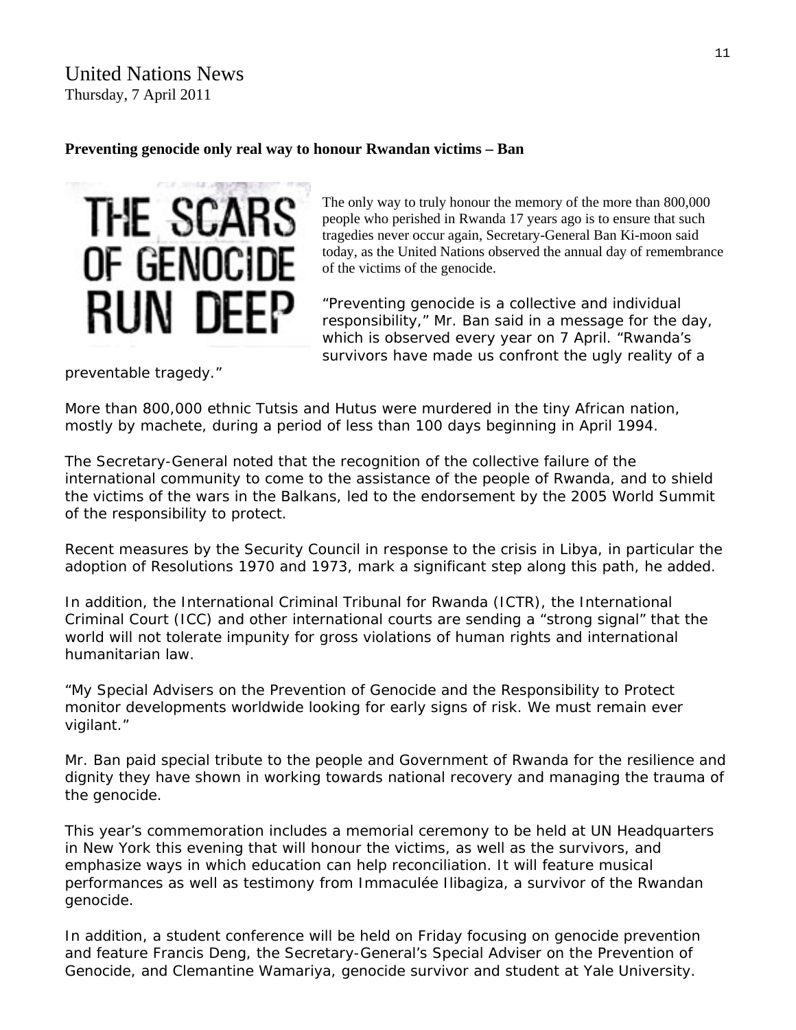United Nations News
Thursday, 7 April 2011

**Preventing genocide only real way to honour Rwandan victims – Ban**

THE SCARS OF GENOCIDE RUN DEEP

The only way to truly honour the memory of the more than 800,000 people who perished in Rwanda 17 years ago is to ensure that such tragedies never occur again, Secretary-General Ban Ki-moon said today, as the United Nations observed the annual day of remembrance of the victims of the genocide.

"Preventing genocide is a collective and individual responsibility," Mr. Ban said in a message for the day, which is observed every year on 7 April. "Rwanda's survivors have made us confront the ugly reality of a preventable tragedy."

More than 800,000 ethnic Tutsis and Hutus were murdered in the tiny African nation, mostly by machete, during a period of less than 100 days beginning in April 1994.

The Secretary-General noted that the recognition of the collective failure of the international community to come to the assistance of the people of Rwanda, and to shield the victims of the wars in the Balkans, led to the endorsement by the 2005 World Summit of the responsibility to protect.

Recent measures by the Security Council in response to the crisis in Libya, in particular the adoption of Resolutions 1970 and 1973, mark a significant step along this path, he added.

In addition, the International Criminal Tribunal for Rwanda (ICTR), the International Criminal Court (ICC) and other international courts are sending a "strong signal" that the world will not tolerate impunity for gross violations of human rights and international humanitarian law.

"My Special Advisers on the Prevention of Genocide and the Responsibility to Protect monitor developments worldwide looking for early signs of risk. We must remain ever vigilant."

Mr. Ban paid special tribute to the people and Government of Rwanda for the resilience and dignity they have shown in working towards national recovery and managing the trauma of the genocide.

This year's commemoration includes a memorial ceremony to be held at UN Headquarters in New York this evening that will honour the victims, as well as the survivors, and emphasize ways in which education can help reconciliation. It will feature musical performances as well as testimony from Immaculée Ilibagiza, a survivor of the Rwandan genocide.

In addition, a student conference will be held on Friday focusing on genocide prevention and feature Francis Deng, the Secretary-General's Special Adviser on the Prevention of Genocide, and Clemantine Wamariya, genocide survivor and student at Yale University.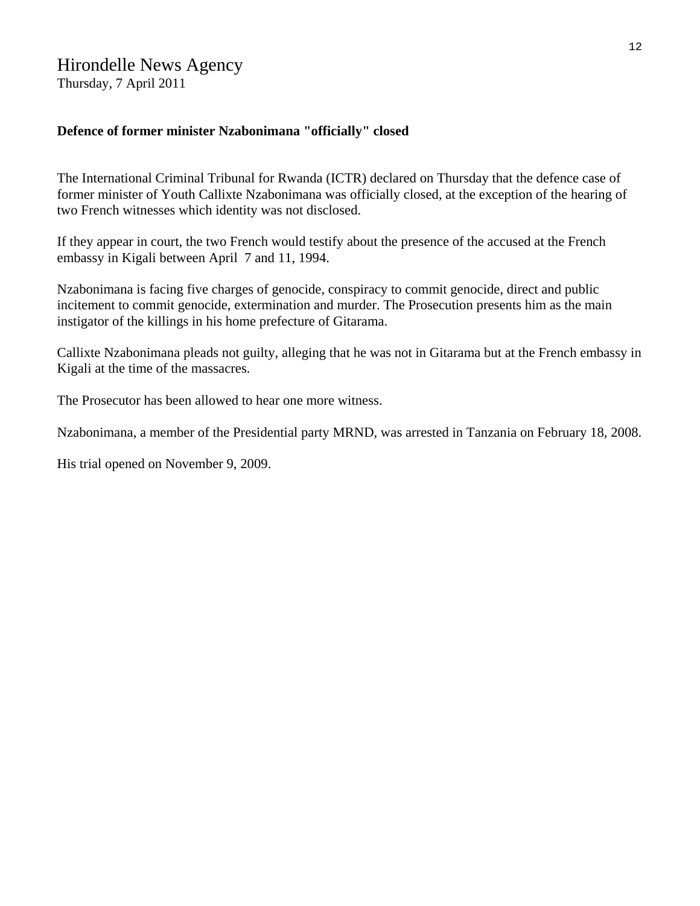Hirondelle News Agency
Thursday, 7 April 2011

**Defence of former minister Nzabonimana "officially" closed**

The International Criminal Tribunal for Rwanda (ICTR) declared on Thursday that the defence case of former minister of Youth Callixte Nzabonimana was officially closed, at the exception of the hearing of two French witnesses which identity was not disclosed.

If they appear in court, the two French would testify about the presence of the accused at the French embassy in Kigali between April 7 and 11, 1994.

Nzabonimana is facing five charges of genocide, conspiracy to commit genocide, direct and public incitement to commit genocide, extermination and murder. The Prosecution presents him as the main instigator of the killings in his home prefecture of Gitarama.

Callixte Nzabonimana pleads not guilty, alleging that he was not in Gitarama but at the French embassy in Kigali at the time of the massacres.

The Prosecutor has been allowed to hear one more witness.

Nzabonimana, a member of the Presidential party MRND, was arrested in Tanzania on February 18, 2008.

His trial opened on November 9, 2009.